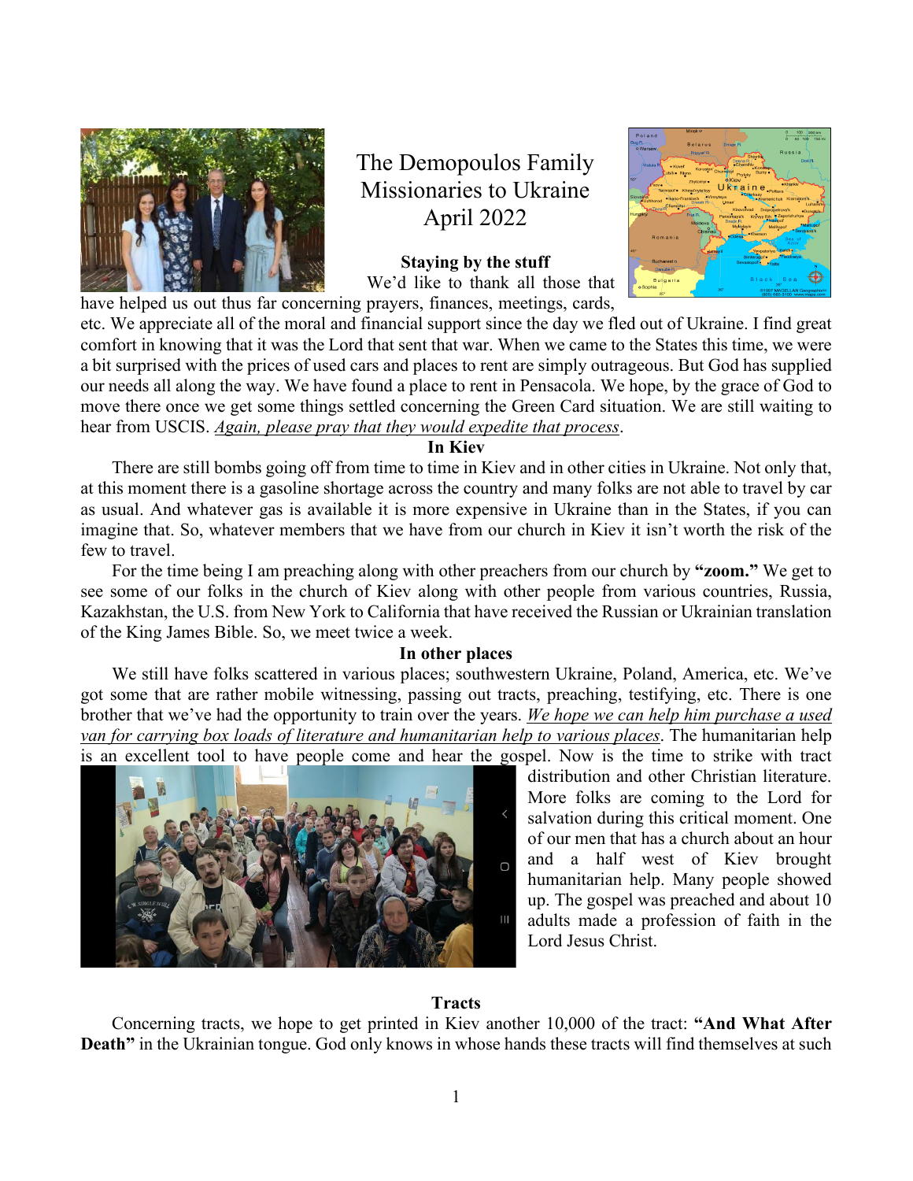# The Demopoulos Family
# Missionaries to Ukraine
# April 2022

### Staying by the stuff

We'd like to thank all those that have helped us out thus far concerning prayers, finances, meetings, cards, etc. We appreciate all of the moral and financial support since the day we fled out of Ukraine. I find great comfort in knowing that it was the Lord that sent that war. When we came to the States this time, we were a bit surprised with the prices of used cars and places to rent are simply outrageous. But God has supplied our needs all along the way. We have found a place to rent in Pensacola. We hope, by the grace of God to move there once we get some things settled concerning the Green Card situation. We are still waiting to hear from USCIS. *Again, please pray that they would expedite that process*.

### In Kiev

There are still bombs going off from time to time in Kiev and in other cities in Ukraine. Not only that, at this moment there is a gasoline shortage across the country and many folks are not able to travel by car as usual. And whatever gas is available it is more expensive in Ukraine than in the States, if you can imagine that. So, whatever members that we have from our church in Kiev it isn't worth the risk of the few to travel.

For the time being I am preaching along with other preachers from our church by **"zoom."** We get to see some of our folks in the church of Kiev along with other people from various countries, Russia, Kazakhstan, the U.S. from New York to California that have received the Russian or Ukrainian translation of the King James Bible. So, we meet twice a week.

### In other places

We still have folks scattered in various places; southwestern Ukraine, Poland, America, etc. We've got some that are rather mobile witnessing, passing out tracts, preaching, testifying, etc. There is one brother that we've had the opportunity to train over the years. *We hope we can help him purchase a used van for carrying box loads of literature and humanitarian help to various places*. The humanitarian help is an excellent tool to have people come and hear the gospel. Now is the time to strike with tract distribution and other Christian literature. More folks are coming to the Lord for salvation during this critical moment. One of our men that has a church about an hour and a half west of Kiev brought humanitarian help. Many people showed up. The gospel was preached and about 10 adults made a profession of faith in the Lord Jesus Christ.

### Tracts

Concerning tracts, we hope to get printed in Kiev another 10,000 of the tract: **"And What After Death"** in the Ukrainian tongue. God only knows in whose hands these tracts will find themselves at such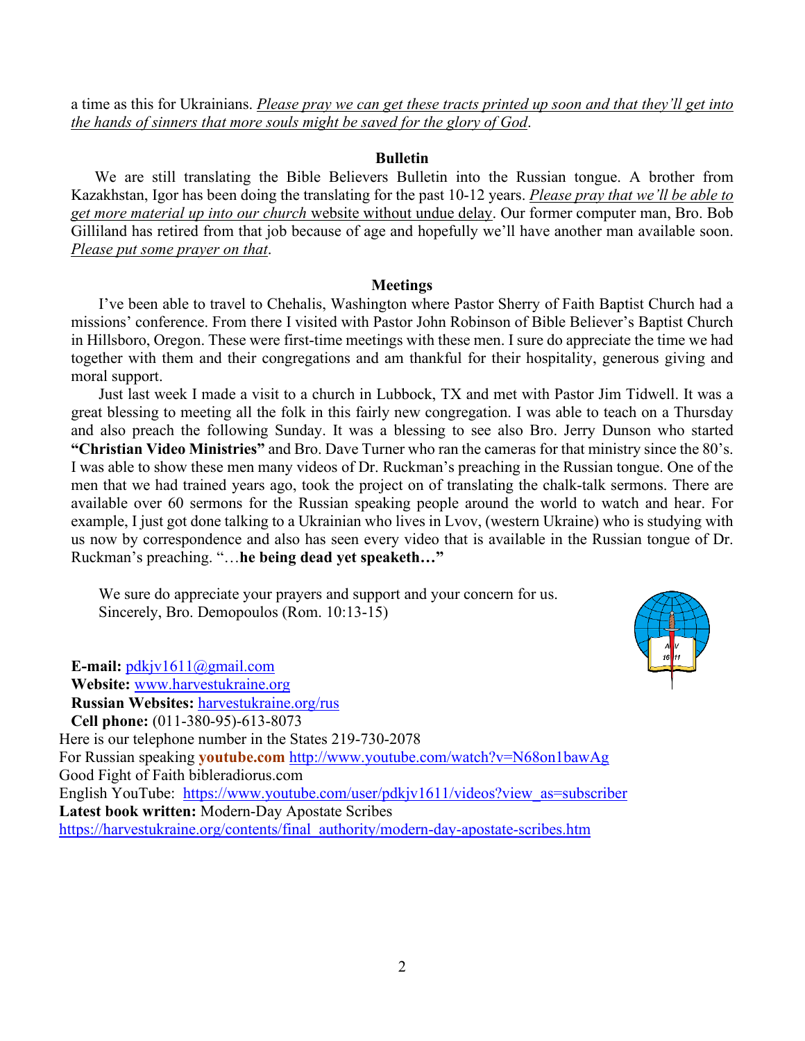a time as this for Ukrainians. *Please pray we can get these tracts printed up soon and that they'll get into the hands of sinners that more souls might be saved for the glory of God*.

## Bulletin

We are still translating the Bible Believers Bulletin into the Russian tongue. A brother from Kazakhstan, Igor has been doing the translating for the past 10-12 years. *Please pray that we'll be able to get more material up into our church* website without undue delay. Our former computer man, Bro. Bob Gilliland has retired from that job because of age and hopefully we'll have another man available soon. *Please put some prayer on that*.

## Meetings

I've been able to travel to Chehalis, Washington where Pastor Sherry of Faith Baptist Church had a missions' conference. From there I visited with Pastor John Robinson of Bible Believer's Baptist Church in Hillsboro, Oregon. These were first-time meetings with these men. I sure do appreciate the time we had together with them and their congregations and am thankful for their hospitality, generous giving and moral support.

Just last week I made a visit to a church in Lubbock, TX and met with Pastor Jim Tidwell. It was a great blessing to meeting all the folk in this fairly new congregation. I was able to teach on a Thursday and also preach the following Sunday. It was a blessing to see also Bro. Jerry Dunson who started **"Christian Video Ministries"** and Bro. Dave Turner who ran the cameras for that ministry since the 80's. I was able to show these men many videos of Dr. Ruckman's preaching in the Russian tongue. One of the men that we had trained years ago, took the project on of translating the chalk-talk sermons. There are available over 60 sermons for the Russian speaking people around the world to watch and hear. For example, I just got done talking to a Ukrainian who lives in Lvov, (western Ukraine) who is studying with us now by correspondence and also has seen every video that is available in the Russian tongue of Dr. Ruckman's preaching. "…**he being dead yet speaketh…"**

We sure do appreciate your prayers and support and your concern for us.
Sincerely, Bro. Demopoulos (Rom. 10:13-15)

**E-mail:** pdkjv1611@gmail.com
**Website:** www.harvestukraine.org
**Russian Websites:** harvestukraine.org/rus
**Cell phone:** (011-380-95)-613-8073
Here is our telephone number in the States 219-730-2078
For Russian speaking **youtube.com** http://www.youtube.com/watch?v=N68on1bawAg
Good Fight of Faith bibleradiorus.com
English YouTube: https://www.youtube.com/user/pdkjv1611/videos?view_as=subscriber
**Latest book written:** Modern-Day Apostate Scribes
https://harvestukraine.org/contents/final_authority/modern-day-apostate-scribes.htm